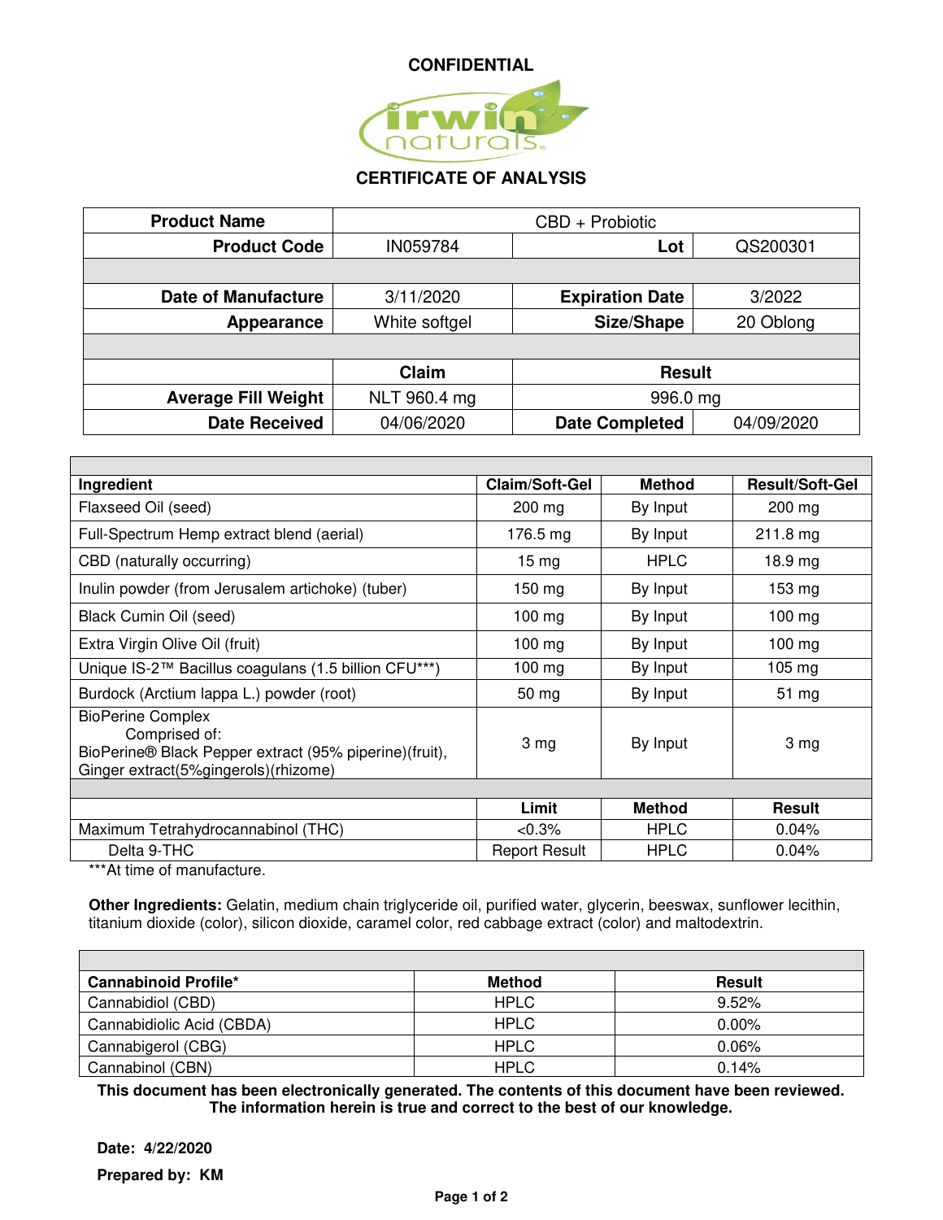**CONFIDENTIAL**

# CERTIFICATE OF ANALYSIS

| Product Name | CBD + Probiotic | | |
|---|---|---|---|
| **Product Code** | IN059784 | **Lot** | QS200301 |
| | | | |
| **Date of Manufacture** | 3/11/2020 | **Expiration Date** | 3/2022 |
| **Appearance** | White softgel | **Size/Shape** | 20 Oblong |
| | | | |
| | **Claim** | **Result** | |
| **Average Fill Weight** | NLT 960.4 mg | 996.0 mg | |
| **Date Received** | 04/06/2020 | **Date Completed** | 04/09/2020 |

| Ingredient | Claim/Soft-Gel | Method | Result/Soft-Gel |
|---|---|---|---|
| Flaxseed Oil (seed) | 200 mg | By Input | 200 mg |
| Full-Spectrum Hemp extract blend (aerial) | 176.5 mg | By Input | 211.8 mg |
| CBD (naturally occurring) | 15 mg | HPLC | 18.9 mg |
| Inulin powder (from Jerusalem artichoke) (tuber) | 150 mg | By Input | 153 mg |
| Black Cumin Oil (seed) | 100 mg | By Input | 100 mg |
| Extra Virgin Olive Oil (fruit) | 100 mg | By Input | 100 mg |
| Unique IS-2™ Bacillus coagulans (1.5 billion CFU***) | 100 mg | By Input | 105 mg |
| Burdock (Arctium lappa L.) powder (root) | 50 mg | By Input | 51 mg |
| BioPerine Complex Comprised of: BioPerine® Black Pepper extract (95% piperine)(fruit), Ginger extract(5%gingerols)(rhizome) | 3 mg | By Input | 3 mg |
| | | | |
| | **Limit** | **Method** | **Result** |
| Maximum Tetrahydrocannabinol (THC) | <0.3% | HPLC | 0.04% |
| Delta 9-THC | Report Result | HPLC | 0.04% |

***At time of manufacture.

**Other Ingredients:** Gelatin, medium chain triglyceride oil, purified water, glycerin, beeswax, sunflower lecithin, titanium dioxide (color), silicon dioxide, caramel color, red cabbage extract (color) and maltodextrin.

| Cannabinoid Profile* | Method | Result |
|---|---|---|
| Cannabidiol (CBD) | HPLC | 9.52% |
| Cannabidiolic Acid (CBDA) | HPLC | 0.00% |
| Cannabigerol (CBG) | HPLC | 0.06% |
| Cannabinol (CBN) | HPLC | 0.14% |

**This document has been electronically generated. The contents of this document have been reviewed. The information herein is true and correct to the best of our knowledge.**

**Date: 4/22/2020**

**Prepared by: KM**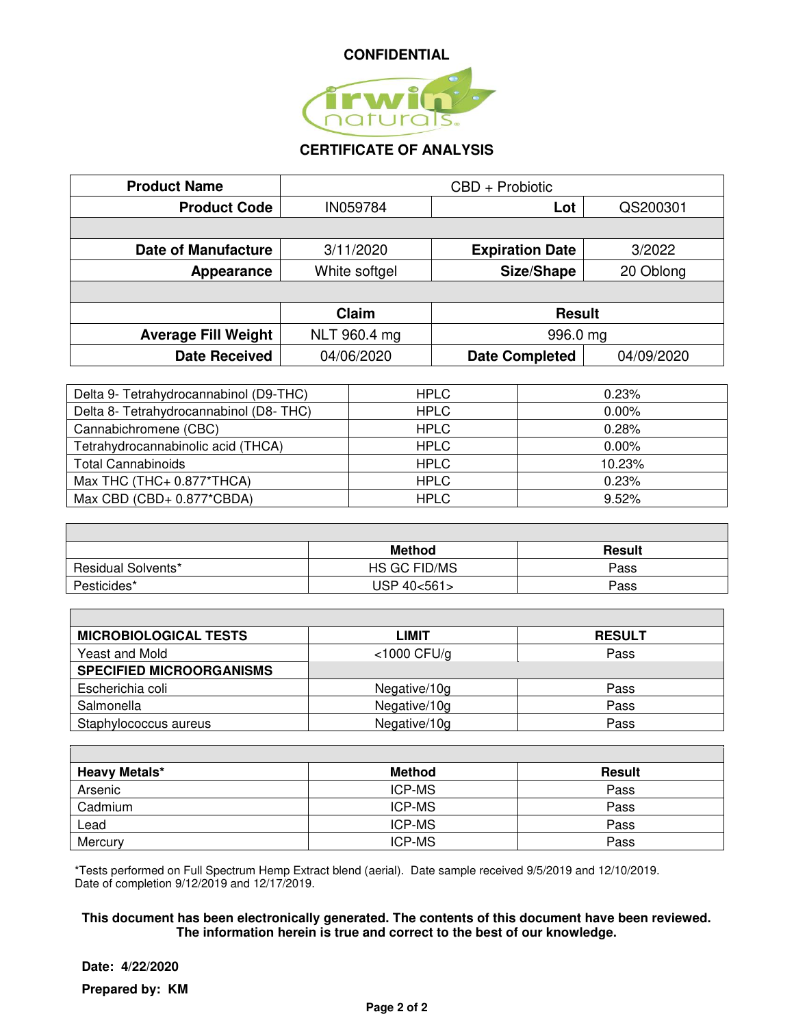**CONFIDENTIAL**

irwin naturals

## CERTIFICATE OF ANALYSIS

| | | | |
|---|---|---|---|
| **Product Name** | CBD + Probiotic | | |
| **Product Code** | IN059784 | **Lot** | QS200301 |
| | | | |
| **Date of Manufacture** | 3/11/2020 | **Expiration Date** | 3/2022 |
| **Appearance** | White softgel | **Size/Shape** | 20 Oblong |
| | | | |
| | **Claim** | **Result** | |
| **Average Fill Weight** | NLT 960.4 mg | 996.0 mg | |
| **Date Received** | 04/06/2020 | **Date Completed** | 04/09/2020 |

| | | |
|---|---|---|
| Delta 9- Tetrahydrocannabinol (D9-THC) | HPLC | 0.23% |
| Delta 8- Tetrahydrocannabinol (D8- THC) | HPLC | 0.00% |
| Cannabichromene (CBC) | HPLC | 0.28% |
| Tetrahydrocannabinolic acid (THCA) | HPLC | 0.00% |
| Total Cannabinoids | HPLC | 10.23% |
| Max THC (THC+ 0.877*THCA) | HPLC | 0.23% |
| Max CBD (CBD+ 0.877*CBDA) | HPLC | 9.52% |

| | **Method** | **Result** |
|---|---|---|
| Residual Solvents* | HS GC FID/MS | Pass |
| Pesticides* | USP 40<561> | Pass |

| **MICROBIOLOGICAL TESTS** | **LIMIT** | **RESULT** |
|---|---|---|
| Yeast and Mold | <1000 CFU/g | Pass |
| **SPECIFIED MICROORGANISMS** | | |
| Escherichia coli | Negative/10g | Pass |
| Salmonella | Negative/10g | Pass |
| Staphylococcus aureus | Negative/10g | Pass |

| **Heavy Metals*** | **Method** | **Result** |
|---|---|---|
| Arsenic | ICP-MS | Pass |
| Cadmium | ICP-MS | Pass |
| Lead | ICP-MS | Pass |
| Mercury | ICP-MS | Pass |

*Tests performed on Full Spectrum Hemp Extract blend (aerial). Date sample received 9/5/2019 and 12/10/2019. Date of completion 9/12/2019 and 12/17/2019.

**This document has been electronically generated. The contents of this document have been reviewed. The information herein is true and correct to the best of our knowledge.**

**Date: 4/22/2020**

**Prepared by: KM**